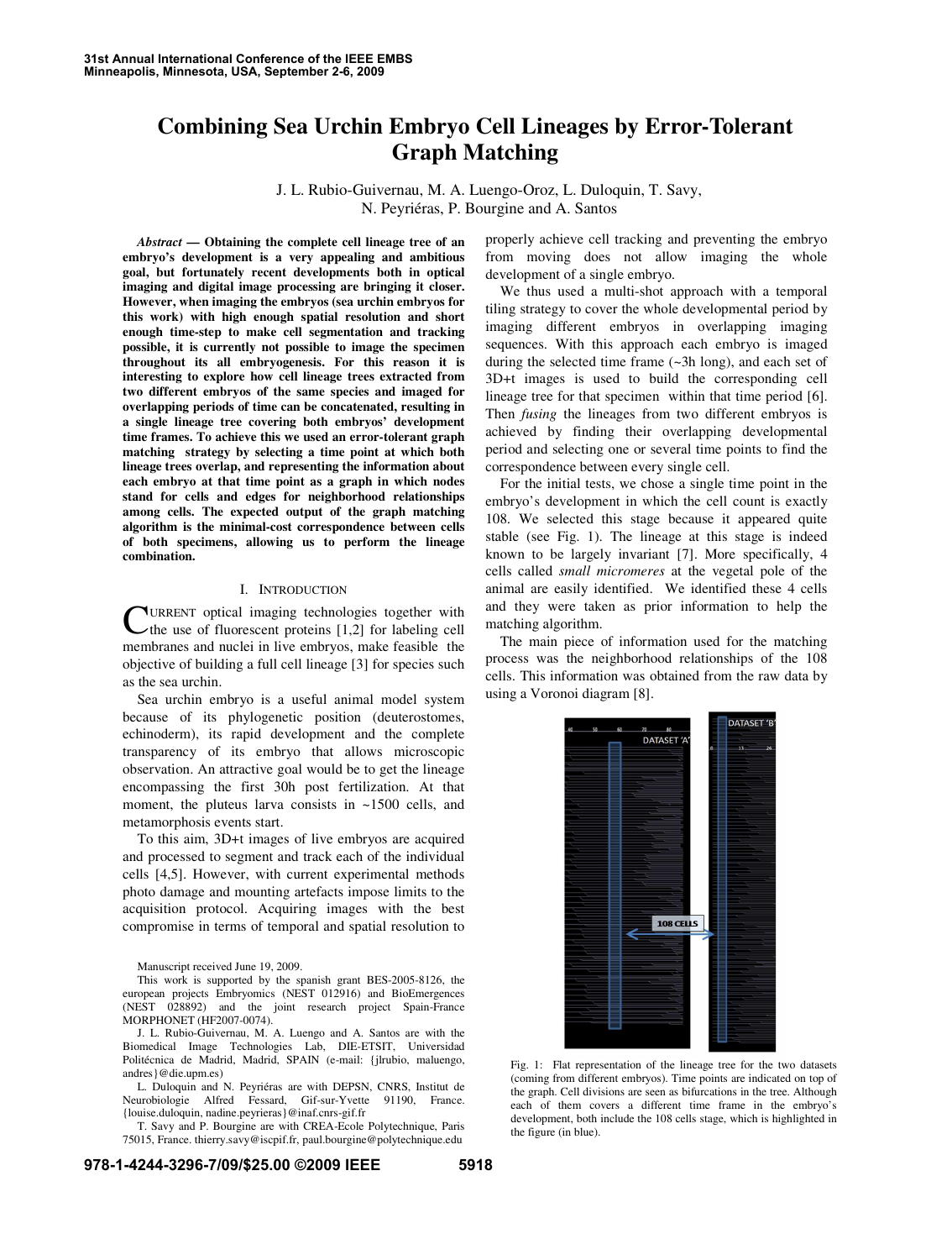# Combining Sea Urchin Embryo Cell Lineages by Error-Tolerant Graph Matching

J. L. Rubio-Guivernau, M. A. Luengo-Oroz, L. Duloquin, T. Savy, N. Peyriéras, P. Bourgine and A. Santos

***Abstract* — Obtaining the complete cell lineage tree of an embryo's development is a very appealing and ambitious goal, but fortunately recent developments both in optical imaging and digital image processing are bringing it closer. However, when imaging the embryos (sea urchin embryos for this work) with high enough spatial resolution and short enough time-step to make cell segmentation and tracking possible, it is currently not possible to image the specimen throughout its all embryogenesis. For this reason it is interesting to explore how cell lineage trees extracted from two different embryos of the same species and imaged for overlapping periods of time can be concatenated, resulting in a single lineage tree covering both embryos' development time frames. To achieve this we used an error-tolerant graph matching strategy by selecting a time point at which both lineage trees overlap, and representing the information about each embryo at that time point as a graph in which nodes stand for cells and edges for neighborhood relationships among cells. The expected output of the graph matching algorithm is the minimal-cost correspondence between cells of both specimens, allowing us to perform the lineage combination.**

## I. Introduction

Current optical imaging technologies together with the use of fluorescent proteins [1,2] for labeling cell membranes and nuclei in live embryos, make feasible the objective of building a full cell lineage [3] for species such as the sea urchin.

Sea urchin embryo is a useful animal model system because of its phylogenetic position (deuterostomes, echinoderm), its rapid development and the complete transparency of its embryo that allows microscopic observation. An attractive goal would be to get the lineage encompassing the first 30h post fertilization. At that moment, the pluteus larva consists in ~1500 cells, and metamorphosis events start.

To this aim, 3D+t images of live embryos are acquired and processed to segment and track each of the individual cells [4,5]. However, with current experimental methods photo damage and mounting artefacts impose limits to the acquisition protocol. Acquiring images with the best compromise in terms of temporal and spatial resolution to properly achieve cell tracking and preventing the embryo from moving does not allow imaging the whole development of a single embryo.

We thus used a multi-shot approach with a temporal tiling strategy to cover the whole developmental period by imaging different embryos in overlapping imaging sequences. With this approach each embryo is imaged during the selected time frame (~3h long), and each set of 3D+t images is used to build the corresponding cell lineage tree for that specimen within that time period [6]. Then *fusing* the lineages from two different embryos is achieved by finding their overlapping developmental period and selecting one or several time points to find the correspondence between every single cell.

For the initial tests, we chose a single time point in the embryo's development in which the cell count is exactly 108. We selected this stage because it appeared quite stable (see Fig. 1). The lineage at this stage is indeed known to be largely invariant [7]. More specifically, 4 cells called *small micromeres* at the vegetal pole of the animal are easily identified. We identified these 4 cells and they were taken as prior information to help the matching algorithm.

The main piece of information used for the matching process was the neighborhood relationships of the 108 cells. This information was obtained from the raw data by using a Voronoi diagram [8].

Fig. 1: Flat representation of the lineage tree for the two datasets (coming from different embryos). Time points are indicated on top of the graph. Cell divisions are seen as bifurcations in the tree. Although each of them covers a different time frame in the embryo's development, both include the 108 cells stage, which is highlighted in the figure (in blue).

Manuscript received June 19, 2009.

This work is supported by the spanish grant BES-2005-8126, the european projects Embryomics (NEST 012916) and BioEmergences (NEST 028892) and the joint research project Spain-France MORPHONET (HF2007-0074).

J. L. Rubio-Guivernau, M. A. Luengo and A. Santos are with the Biomedical Image Technologies Lab, DIE-ETSIT, Universidad Politécnica de Madrid, Madrid, SPAIN (e-mail: {jlrubio, maluengo, andres}@die.upm.es)

L. Duloquin and N. Peyriéras are with DEPSN, CNRS, Institut de Neurobiologie Alfred Fessard, Gif-sur-Yvette 91190, France. {louise.duloquin, nadine.peyrieras}@inaf.cnrs-gif.fr

T. Savy and P. Bourgine are with CREA-Ecole Polytechnique, Paris 75015, France. thierry.savy@iscpif.fr, paul.bourgine@polytechnique.edu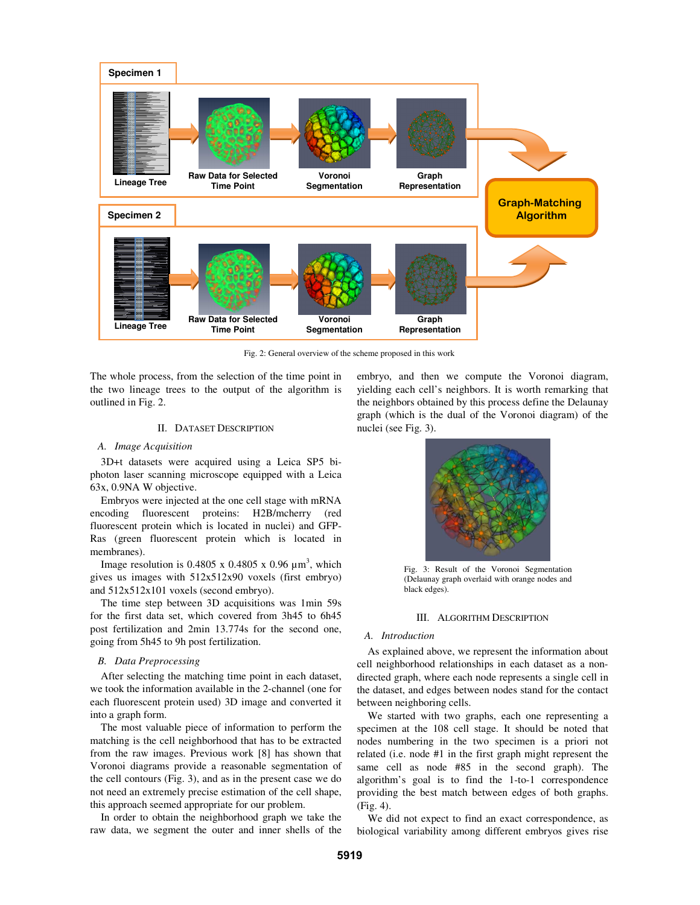Fig. 2: General overview of the scheme proposed in this work

The whole process, from the selection of the time point in the two lineage trees to the output of the algorithm is outlined in Fig. 2.

## II. Dataset Description

### A. Image Acquisition

3D+t datasets were acquired using a Leica SP5 bi-photon laser scanning microscope equipped with a Leica 63x, 0.9NA W objective.

Embryos were injected at the one cell stage with mRNA encoding fluorescent proteins: H2B/mcherry (red fluorescent protein which is located in nuclei) and GFP-Ras (green fluorescent protein which is located in membranes).

Image resolution is 0.4805 x 0.4805 x 0.96 µm$^3$, which gives us images with 512x512x90 voxels (first embryo) and 512x512x101 voxels (second embryo).

The time step between 3D acquisitions was 1min 59s for the first data set, which covered from 3h45 to 6h45 post fertilization and 2min 13.774s for the second one, going from 5h45 to 9h post fertilization.

### B. Data Preprocessing

After selecting the matching time point in each dataset, we took the information available in the 2-channel (one for each fluorescent protein used) 3D image and converted it into a graph form.

The most valuable piece of information to perform the matching is the cell neighborhood that has to be extracted from the raw images. Previous work [8] has shown that Voronoi diagrams provide a reasonable segmentation of the cell contours (Fig. 3), and as in the present case we do not need an extremely precise estimation of the cell shape, this approach seemed appropriate for our problem.

In order to obtain the neighborhood graph we take the raw data, we segment the outer and inner shells of the embryo, and then we compute the Voronoi diagram, yielding each cell's neighbors. It is worth remarking that the neighbors obtained by this process define the Delaunay graph (which is the dual of the Voronoi diagram) of the nuclei (see Fig. 3).

Fig. 3: Result of the Voronoi Segmentation (Delaunay graph overlaid with orange nodes and black edges).

## III. Algorithm Description

### A. Introduction

As explained above, we represent the information about cell neighborhood relationships in each dataset as a non-directed graph, where each node represents a single cell in the dataset, and edges between nodes stand for the contact between neighboring cells.

We started with two graphs, each one representing a specimen at the 108 cell stage. It should be noted that nodes numbering in the two specimen is a priori not related (i.e. node #1 in the first graph might represent the same cell as node #85 in the second graph). The algorithm's goal is to find the 1-to-1 correspondence providing the best match between edges of both graphs. (Fig. 4).

We did not expect to find an exact correspondence, as biological variability among different embryos gives rise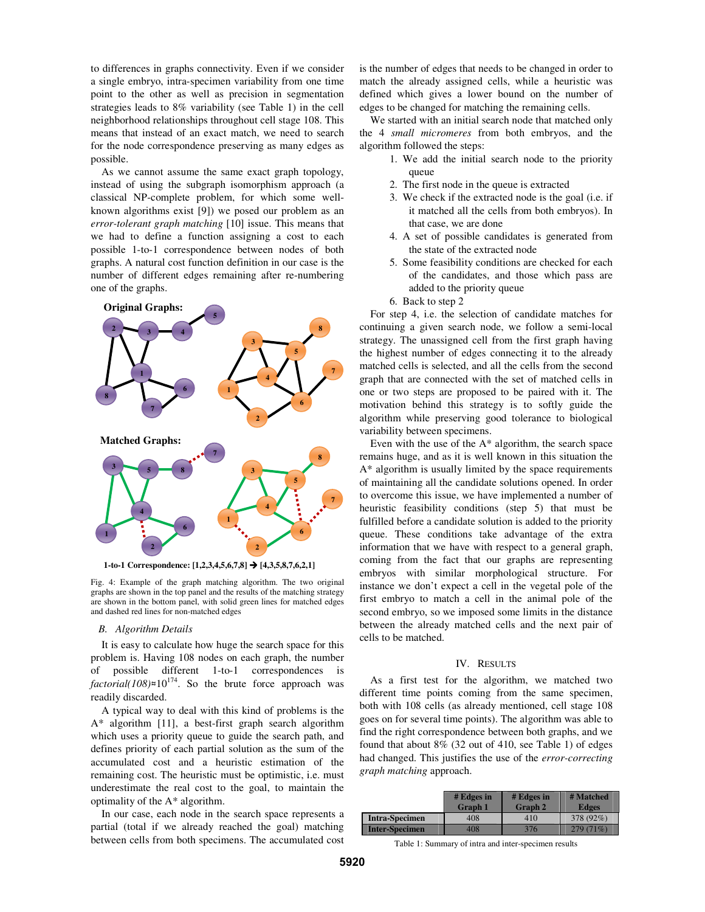to differences in graphs connectivity. Even if we consider a single embryo, intra-specimen variability from one time point to the other as well as precision in segmentation strategies leads to 8% variability (see Table 1) in the cell neighborhood relationships throughout cell stage 108. This means that instead of an exact match, we need to search for the node correspondence preserving as many edges as possible.

As we cannot assume the same exact graph topology, instead of using the subgraph isomorphism approach (a classical NP-complete problem, for which some well-known algorithms exist [9]) we posed our problem as an *error-tolerant graph matching* [10] issue. This means that we had to define a function assigning a cost to each possible 1-to-1 correspondence between nodes of both graphs. A natural cost function definition in our case is the number of different edges remaining after re-numbering one of the graphs.

**Original Graphs:**

**Matched Graphs:**

**1-to-1 Correspondence: [1,2,3,4,5,6,7,8] → [4,3,5,8,7,6,2,1]**

Fig. 4: Example of the graph matching algorithm. The two original graphs are shown in the top panel and the results of the matching strategy are shown in the bottom panel, with solid green lines for matched edges and dashed red lines for non-matched edges

### *B. Algorithm Details*

It is easy to calculate how huge the search space for this problem is. Having 108 nodes on each graph, the number of possible different 1-to-1 correspondences is *factorial(108)*≈$10^{174}$. So the brute force approach was readily discarded.

A typical way to deal with this kind of problems is the A* algorithm [11], a best-first graph search algorithm which uses a priority queue to guide the search path, and defines priority of each partial solution as the sum of the accumulated cost and a heuristic estimation of the remaining cost. The heuristic must be optimistic, i.e. must underestimate the real cost to the goal, to maintain the optimality of the A* algorithm.

In our case, each node in the search space represents a partial (total if we already reached the goal) matching between cells from both specimens. The accumulated cost is the number of edges that needs to be changed in order to match the already assigned cells, while a heuristic was defined which gives a lower bound on the number of edges to be changed for matching the remaining cells.

We started with an initial search node that matched only the 4 *small micromeres* from both embryos, and the algorithm followed the steps:

1. We add the initial search node to the priority queue
2. The first node in the queue is extracted
3. We check if the extracted node is the goal (i.e. if it matched all the cells from both embryos). In that case, we are done
4. A set of possible candidates is generated from the state of the extracted node
5. Some feasibility conditions are checked for each of the candidates, and those which pass are added to the priority queue
6. Back to step 2

For step 4, i.e. the selection of candidate matches for continuing a given search node, we follow a semi-local strategy. The unassigned cell from the first graph having the highest number of edges connecting it to the already matched cells is selected, and all the cells from the second graph that are connected with the set of matched cells in one or two steps are proposed to be paired with it. The motivation behind this strategy is to softly guide the algorithm while preserving good tolerance to biological variability between specimens.

Even with the use of the A* algorithm, the search space remains huge, and as it is well known in this situation the A* algorithm is usually limited by the space requirements of maintaining all the candidate solutions opened. In order to overcome this issue, we have implemented a number of heuristic feasibility conditions (step 5) that must be fulfilled before a candidate solution is added to the priority queue. These conditions take advantage of the extra information that we have with respect to a general graph, coming from the fact that our graphs are representing embryos with similar morphological structure. For instance we don't expect a cell in the vegetal pole of the first embryo to match a cell in the animal pole of the second embryo, so we imposed some limits in the distance between the already matched cells and the next pair of cells to be matched.

## IV. Results

As a first test for the algorithm, we matched two different time points coming from the same specimen, both with 108 cells (as already mentioned, cell stage 108 goes on for several time points). The algorithm was able to find the right correspondence between both graphs, and we found that about 8% (32 out of 410, see Table 1) of edges had changed. This justifies the use of the *error-correcting graph matching* approach.

| | # Edges in Graph 1 | # Edges in Graph 2 | # Matched Edges |
|---|---|---|---|
| **Intra-Specimen** | 408 | 410 | 378 (92%) |
| **Inter-Specimen** | 408 | 376 | 279 (71%) |

Table 1: Summary of intra and inter-specimen results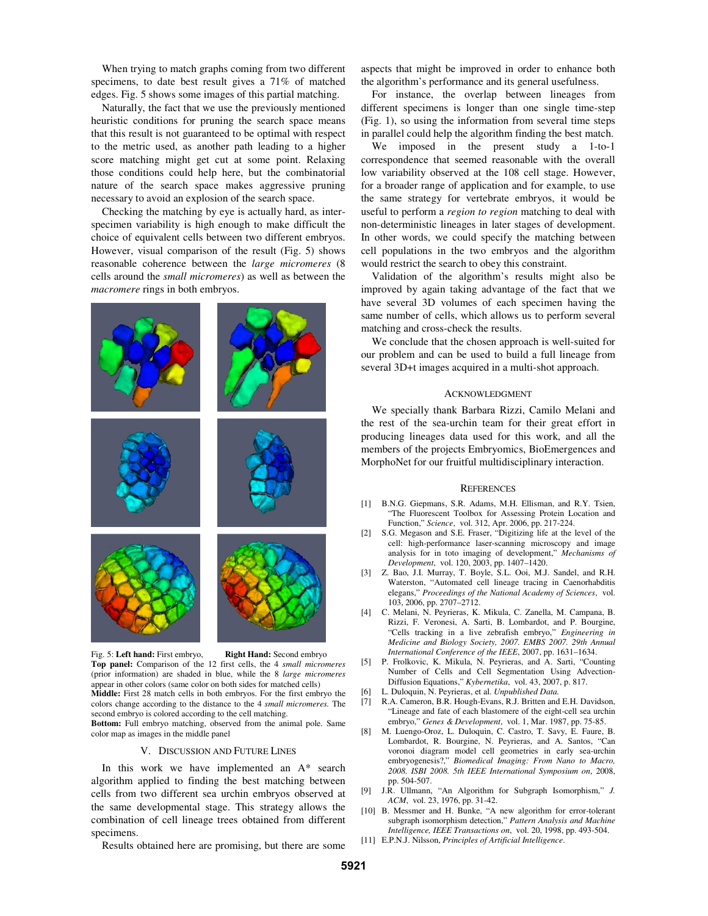When trying to match graphs coming from two different specimens, to date best result gives a 71% of matched edges. Fig. 5 shows some images of this partial matching.

Naturally, the fact that we use the previously mentioned heuristic conditions for pruning the search space means that this result is not guaranteed to be optimal with respect to the metric used, as another path leading to a higher score matching might get cut at some point. Relaxing those conditions could help here, but the combinatorial nature of the search space makes aggressive pruning necessary to avoid an explosion of the search space.

Checking the matching by eye is actually hard, as inter-specimen variability is high enough to make difficult the choice of equivalent cells between two different embryos. However, visual comparison of the result (Fig. 5) shows reasonable coherence between the *large micromeres* (8 cells around the *small micromeres*) as well as between the *macromere* rings in both embryos.

Fig. 5: **Left hand:** First embryo, **Right Hand:** Second embryo
**Top panel:** Comparison of the 12 first cells, the 4 *small micromeres* (prior information) are shaded in blue, while the 8 *large micromeres* appear in other colors (same color on both sides for matched cells)
**Middle:** First 28 match cells in both embryos. For the first embryo the colors change according to the distance to the 4 *small micromeres.* The second embryo is colored according to the cell matching.
**Bottom:** Full embryo matching, observed from the animal pole. Same color map as images in the middle panel

## V. Discussion and Future Lines

In this work we have implemented an A* search algorithm applied to finding the best matching between cells from two different sea urchin embryos observed at the same developmental stage. This strategy allows the combination of cell lineage trees obtained from different specimens.

Results obtained here are promising, but there are some aspects that might be improved in order to enhance both the algorithm's performance and its general usefulness.

For instance, the overlap between lineages from different specimens is longer than one single time-step (Fig. 1), so using the information from several time steps in parallel could help the algorithm finding the best match.

We imposed in the present study a 1-to-1 correspondence that seemed reasonable with the overall low variability observed at the 108 cell stage. However, for a broader range of application and for example, to use the same strategy for vertebrate embryos, it would be useful to perform a *region to region* matching to deal with non-deterministic lineages in later stages of development. In other words, we could specify the matching between cell populations in the two embryos and the algorithm would restrict the search to obey this constraint.

Validation of the algorithm's results might also be improved by again taking advantage of the fact that we have several 3D volumes of each specimen having the same number of cells, which allows us to perform several matching and cross-check the results.

We conclude that the chosen approach is well-suited for our problem and can be used to build a full lineage from several 3D+t images acquired in a multi-shot approach.

## Acknowledgment

We specially thank Barbara Rizzi, Camilo Melani and the rest of the sea-urchin team for their great effort in producing lineages data used for this work, and all the members of the projects Embryomics, BioEmergences and MorphoNet for our fruitful multidisciplinary interaction.

## References

[1] B.N.G. Giepmans, S.R. Adams, M.H. Ellisman, and R.Y. Tsien, "The Fluorescent Toolbox for Assessing Protein Location and Function," *Science*, vol. 312, Apr. 2006, pp. 217-224.

[2] S.G. Megason and S.E. Fraser, "Digitizing life at the level of the cell: high-performance laser-scanning microscopy and image analysis for in toto imaging of development," *Mechanisms of Development*, vol. 120, 2003, pp. 1407–1420.

[3] Z. Bao, J.I. Murray, T. Boyle, S.L. Ooi, M.J. Sandel, and R.H. Waterston, "Automated cell lineage tracing in Caenorhabditis elegans," *Proceedings of the National Academy of Sciences*, vol. 103, 2006, pp. 2707–2712.

[4] C. Melani, N. Peyrieras, K. Mikula, C. Zanella, M. Campana, B. Rizzi, F. Veronesi, A. Sarti, B. Lombardot, and P. Bourgine, "Cells tracking in a live zebrafish embryo," *Engineering in Medicine and Biology Society, 2007. EMBS 2007. 29th Annual International Conference of the IEEE*, 2007, pp. 1631–1634.

[5] P. Frolkovic, K. Mikula, N. Peyrieras, and A. Sarti, "Counting Number of Cells and Cell Segmentation Using Advection-Diffusion Equations," *Kybernetika*, vol. 43, 2007, p. 817.

[6] L. Duloquin, N. Peyrieras, et al. *Unpublished Data.*

[7] R.A. Cameron, B.R. Hough-Evans, R.J. Britten and E.H. Davidson, "Lineage and fate of each blastomere of the eight-cell sea urchin embryo," *Genes & Development*, vol. 1, Mar. 1987, pp. 75-85.

[8] M. Luengo-Oroz, L. Duloquin, C. Castro, T. Savy, E. Faure, B. Lombardot, R. Bourgine, N. Peyrieras, and A. Santos, "Can voronoi diagram model cell geometries in early sea-urchin embryogenesis?," *Biomedical Imaging: From Nano to Macro, 2008. ISBI 2008. 5th IEEE International Symposium on*, 2008, pp. 504-507.

[9] J.R. Ullmann, "An Algorithm for Subgraph Isomorphism," *J. ACM*, vol. 23, 1976, pp. 31-42.

[10] B. Messmer and H. Bunke, "A new algorithm for error-tolerant subgraph isomorphism detection," *Pattern Analysis and Machine Intelligence, IEEE Transactions on*, vol. 20, 1998, pp. 493-504.

[11] E.P.N.J. Nilsson, *Principles of Artificial Intelligence*.